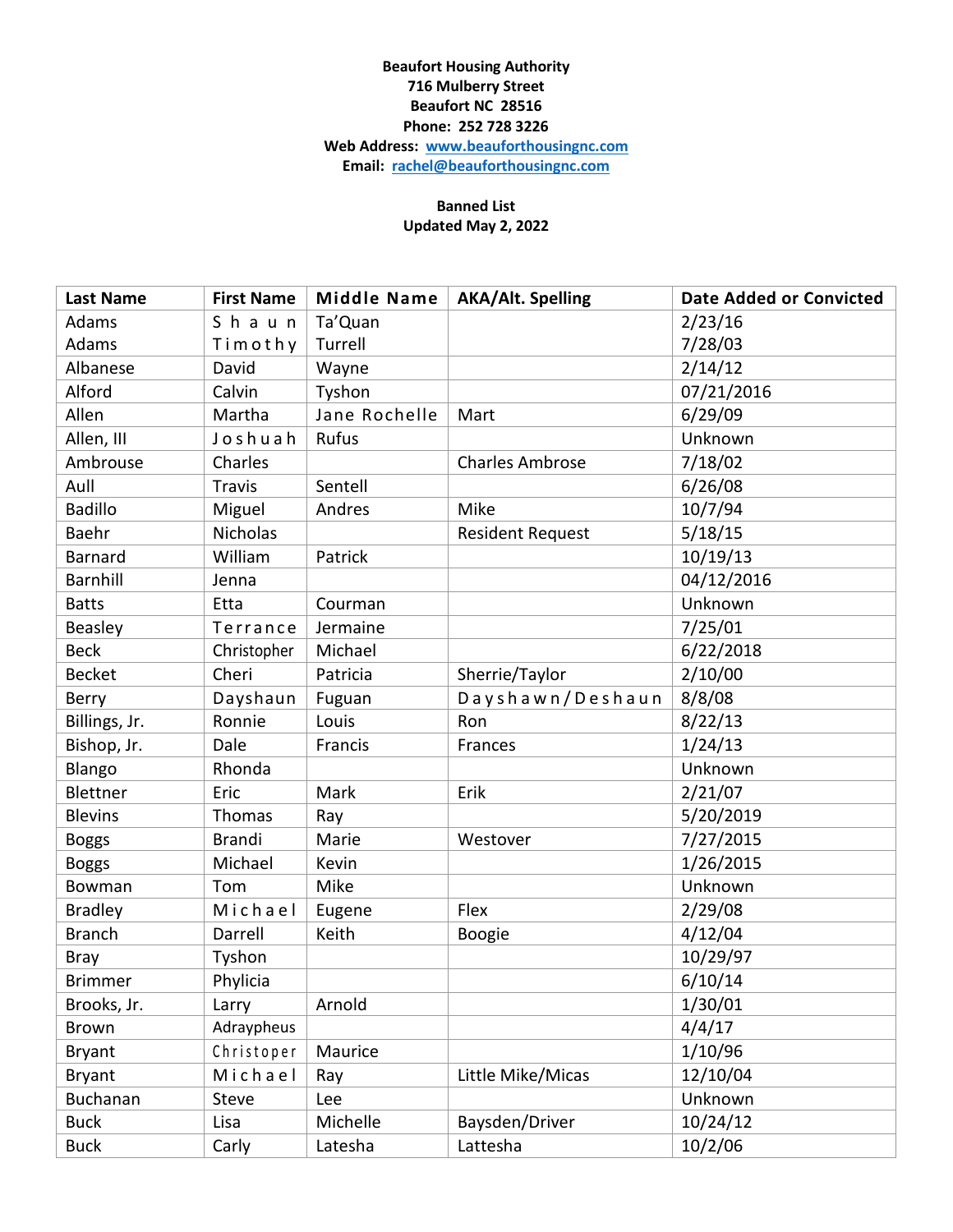**Beaufort Housing Authority**
**716 Mulberry Street**
**Beaufort NC 28516**
**Phone: 252 728 3226**
**Web Address: [www.beaufortousingnc.com](http://www.beaufortousingnc.com)**
**Email: [rachel@beaufortousingnc.com](mailto:rachel@beaufortousingnc.com)**

**Banned List**
**Updated May 2, 2022**

| Last Name | First Name | Middle Name | AKA/Alt. Spelling | Date Added or Convicted |
|---|---|---|---|---|
| Adams | Shaun | Ta'Quan | | 2/23/16 |
| Adams | Timothy | Turrell | | 7/28/03 |
| Albanese | David | Wayne | | 2/14/12 |
| Alford | Calvin | Tyshon | | 07/21/2016 |
| Allen | Martha | Jane Rochelle | Mart | 6/29/09 |
| Allen, III | Joshuah | Rufus | | Unknown |
| Ambrouse | Charles | | Charles Ambrose | 7/18/02 |
| Aull | Travis | Sentell | | 6/26/08 |
| Badillo | Miguel | Andres | Mike | 10/7/94 |
| Baehr | Nicholas | | Resident Request | 5/18/15 |
| Barnard | William | Patrick | | 10/19/13 |
| Barnhill | Jenna | | | 04/12/2016 |
| Batts | Etta | Courman | | Unknown |
| Beasley | Terrance | Jermaine | | 7/25/01 |
| Beck | Christopher | Michael | | 6/22/2018 |
| Becket | Cheri | Patricia | Sherrie/Taylor | 2/10/00 |
| Berry | Dayshaun | Fuguan | Dayshawn/Deshaun | 8/8/08 |
| Billings, Jr. | Ronnie | Louis | Ron | 8/22/13 |
| Bishop, Jr. | Dale | Francis | Frances | 1/24/13 |
| Blango | Rhonda | | | Unknown |
| Blettner | Eric | Mark | Erik | 2/21/07 |
| Blevins | Thomas | Ray | | 5/20/2019 |
| Boggs | Brandi | Marie | Westover | 7/27/2015 |
| Boggs | Michael | Kevin | | 1/26/2015 |
| Bowman | Tom | Mike | | Unknown |
| Bradley | Michael | Eugene | Flex | 2/29/08 |
| Branch | Darrell | Keith | Boogie | 4/12/04 |
| Bray | Tyshon | | | 10/29/97 |
| Brimmer | Phylicia | | | 6/10/14 |
| Brooks, Jr. | Larry | Arnold | | 1/30/01 |
| Brown | Adraypheus | | | 4/4/17 |
| Bryant | Christoper | Maurice | | 1/10/96 |
| Bryant | Michael | Ray | Little Mike/Micas | 12/10/04 |
| Buchanan | Steve | Lee | | Unknown |
| Buck | Lisa | Michelle | Baysden/Driver | 10/24/12 |
| Buck | Carly | Latesha | Lattesha | 10/2/06 |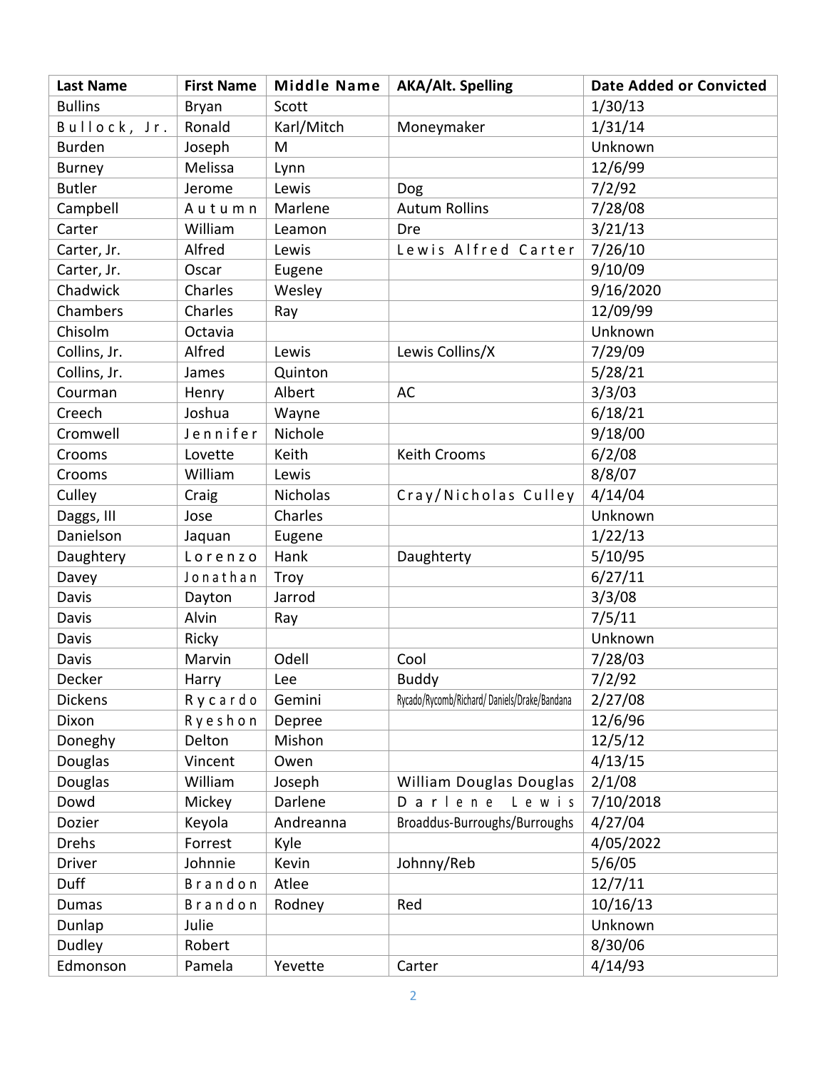| Last Name | First Name | Middle Name | AKA/Alt. Spelling | Date Added or Convicted |
| --- | --- | --- | --- | --- |
| Bullins | Bryan | Scott | | 1/30/13 |
| Bullock, Jr. | Ronald | Karl/Mitch | Moneymaker | 1/31/14 |
| Burden | Joseph | M | | Unknown |
| Burney | Melissa | Lynn | | 12/6/99 |
| Butler | Jerome | Lewis | Dog | 7/2/92 |
| Campbell | Autumn | Marlene | Autum Rollins | 7/28/08 |
| Carter | William | Leamon | Dre | 3/21/13 |
| Carter, Jr. | Alfred | Lewis | Lewis Alfred Carter | 7/26/10 |
| Carter, Jr. | Oscar | Eugene | | 9/10/09 |
| Chadwick | Charles | Wesley | | 9/16/2020 |
| Chambers | Charles | Ray | | 12/09/99 |
| Chisolm | Octavia | | | Unknown |
| Collins, Jr. | Alfred | Lewis | Lewis Collins/X | 7/29/09 |
| Collins, Jr. | James | Quinton | | 5/28/21 |
| Courman | Henry | Albert | AC | 3/3/03 |
| Creech | Joshua | Wayne | | 6/18/21 |
| Cromwell | Jennifer | Nichole | | 9/18/00 |
| Crooms | Lovette | Keith | Keith Crooms | 6/2/08 |
| Crooms | William | Lewis | | 8/8/07 |
| Culley | Craig | Nicholas | Cray/Nicholas Culley | 4/14/04 |
| Daggs, III | Jose | Charles | | Unknown |
| Danielson | Jaquan | Eugene | | 1/22/13 |
| Daughtery | Lorenzo | Hank | Daughterty | 5/10/95 |
| Davey | Jonathan | Troy | | 6/27/11 |
| Davis | Dayton | Jarrod | | 3/3/08 |
| Davis | Alvin | Ray | | 7/5/11 |
| Davis | Ricky | | | Unknown |
| Davis | Marvin | Odell | Cool | 7/28/03 |
| Decker | Harry | Lee | Buddy | 7/2/92 |
| Dickens | Rycardo | Gemini | Rycado/Rycomb/Richard/ Daniels/Drake/Bandana | 2/27/08 |
| Dixon | Ryeshon | Depree | | 12/6/96 |
| Doneghy | Delton | Mishon | | 12/5/12 |
| Douglas | Vincent | Owen | | 4/13/15 |
| Douglas | William | Joseph | William Douglas Douglas | 2/1/08 |
| Dowd | Mickey | Darlene | Darlene Lewis | 7/10/2018 |
| Dozier | Keyola | Andreanna | Broaddus-Burroughs/Burroughs | 4/27/04 |
| Drehs | Forrest | Kyle | | 4/05/2022 |
| Driver | Johnnie | Kevin | Johnny/Reb | 5/6/05 |
| Duff | Brandon | Atlee | | 12/7/11 |
| Dumas | Brandon | Rodney | Red | 10/16/13 |
| Dunlap | Julie | | | Unknown |
| Dudley | Robert | | | 8/30/06 |
| Edmonson | Pamela | Yevette | Carter | 4/14/93 |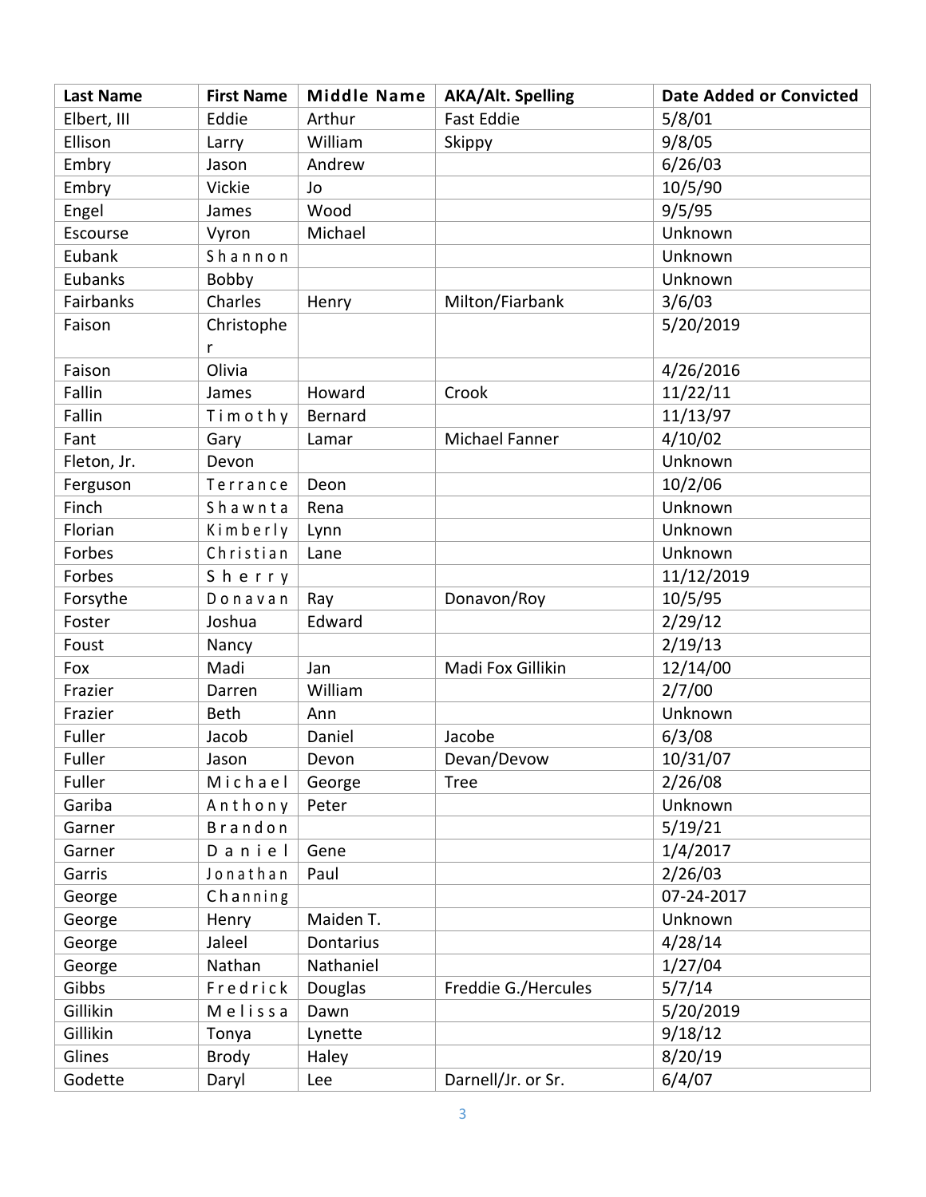| Last Name | First Name | Middle Name | AKA/Alt. Spelling | Date Added or Convicted |
|---|---|---|---|---|
| Elbert, III | Eddie | Arthur | Fast Eddie | 5/8/01 |
| Ellison | Larry | William | Skippy | 9/8/05 |
| Embry | Jason | Andrew | | 6/26/03 |
| Embry | Vickie | Jo | | 10/5/90 |
| Engel | James | Wood | | 9/5/95 |
| Escourse | Vyron | Michael | | Unknown |
| Eubank | Shannon | | | Unknown |
| Eubanks | Bobby | | | Unknown |
| Fairbanks | Charles | Henry | Milton/Fiarbank | 3/6/03 |
| Faison | Christopher | | | 5/20/2019 |
| Faison | Olivia | | | 4/26/2016 |
| Fallin | James | Howard | Crook | 11/22/11 |
| Fallin | Timothy | Bernard | | 11/13/97 |
| Fant | Gary | Lamar | Michael Fanner | 4/10/02 |
| Fleton, Jr. | Devon | | | Unknown |
| Ferguson | Terrance | Deon | | 10/2/06 |
| Finch | Shawnta | Rena | | Unknown |
| Florian | Kimberly | Lynn | | Unknown |
| Forbes | Christian | Lane | | Unknown |
| Forbes | Sherry | | | 11/12/2019 |
| Forsythe | Donavan | Ray | Donavon/Roy | 10/5/95 |
| Foster | Joshua | Edward | | 2/29/12 |
| Foust | Nancy | | | 2/19/13 |
| Fox | Madi | Jan | Madi Fox Gillikin | 12/14/00 |
| Frazier | Darren | William | | 2/7/00 |
| Frazier | Beth | Ann | | Unknown |
| Fuller | Jacob | Daniel | Jacobe | 6/3/08 |
| Fuller | Jason | Devon | Devan/Devow | 10/31/07 |
| Fuller | Michael | George | Tree | 2/26/08 |
| Gariba | Anthony | Peter | | Unknown |
| Garner | Brandon | | | 5/19/21 |
| Garner | Daniel | Gene | | 1/4/2017 |
| Garris | Jonathan | Paul | | 2/26/03 |
| George | Channing | | | 07-24-2017 |
| George | Henry | Maiden T. | | Unknown |
| George | Jaleel | Dontarius | | 4/28/14 |
| George | Nathan | Nathaniel | | 1/27/04 |
| Gibbs | Fredrick | Douglas | Freddie G./Hercules | 5/7/14 |
| Gillikin | Melissa | Dawn | | 5/20/2019 |
| Gillikin | Tonya | Lynette | | 9/18/12 |
| Glines | Brody | Haley | | 8/20/19 |
| Godette | Daryl | Lee | Darnell/Jr. or Sr. | 6/4/07 |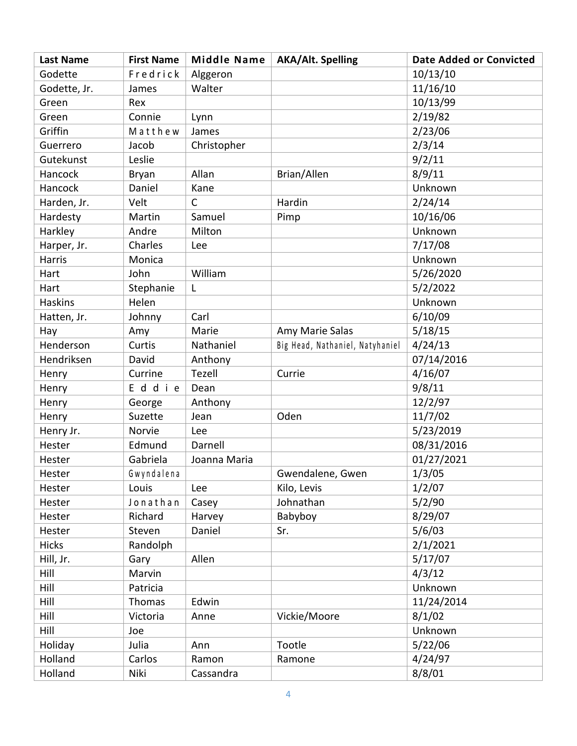| Last Name | First Name | Middle Name | AKA/Alt. Spelling | Date Added or Convicted |
| --- | --- | --- | --- | --- |
| Godette | Fredrick | Alggeron | | 10/13/10 |
| Godette, Jr. | James | Walter | | 11/16/10 |
| Green | Rex | | | 10/13/99 |
| Green | Connie | Lynn | | 2/19/82 |
| Griffin | Matthew | James | | 2/23/06 |
| Guerrero | Jacob | Christopher | | 2/3/14 |
| Gutekunst | Leslie | | | 9/2/11 |
| Hancock | Bryan | Allan | Brian/Allen | 8/9/11 |
| Hancock | Daniel | Kane | | Unknown |
| Harden, Jr. | Velt | C | Hardin | 2/24/14 |
| Hardesty | Martin | Samuel | Pimp | 10/16/06 |
| Harkley | Andre | Milton | | Unknown |
| Harper, Jr. | Charles | Lee | | 7/17/08 |
| Harris | Monica | | | Unknown |
| Hart | John | William | | 5/26/2020 |
| Hart | Stephanie | L | | 5/2/2022 |
| Haskins | Helen | | | Unknown |
| Hatten, Jr. | Johnny | Carl | | 6/10/09 |
| Hay | Amy | Marie | Amy Marie Salas | 5/18/15 |
| Henderson | Curtis | Nathaniel | Big Head, Nathaniel, Natyhaniel | 4/24/13 |
| Hendriksen | David | Anthony | | 07/14/2016 |
| Henry | Currine | Tezell | Currie | 4/16/07 |
| Henry | Eddie | Dean | | 9/8/11 |
| Henry | George | Anthony | | 12/2/97 |
| Henry | Suzette | Jean | Oden | 11/7/02 |
| Henry Jr. | Norvie | Lee | | 5/23/2019 |
| Hester | Edmund | Darnell | | 08/31/2016 |
| Hester | Gabriela | Joanna Maria | | 01/27/2021 |
| Hester | Gwyndalena | | Gwendalene, Gwen | 1/3/05 |
| Hester | Louis | Lee | Kilo, Levis | 1/2/07 |
| Hester | Jonathan | Casey | Johnathan | 5/2/90 |
| Hester | Richard | Harvey | Babyboy | 8/29/07 |
| Hester | Steven | Daniel | Sr. | 5/6/03 |
| Hicks | Randolph | | | 2/1/2021 |
| Hill, Jr. | Gary | Allen | | 5/17/07 |
| Hill | Marvin | | | 4/3/12 |
| Hill | Patricia | | | Unknown |
| Hill | Thomas | Edwin | | 11/24/2014 |
| Hill | Victoria | Anne | Vickie/Moore | 8/1/02 |
| Hill | Joe | | | Unknown |
| Holiday | Julia | Ann | Tootle | 5/22/06 |
| Holland | Carlos | Ramon | Ramone | 4/24/97 |
| Holland | Niki | Cassandra | | 8/8/01 |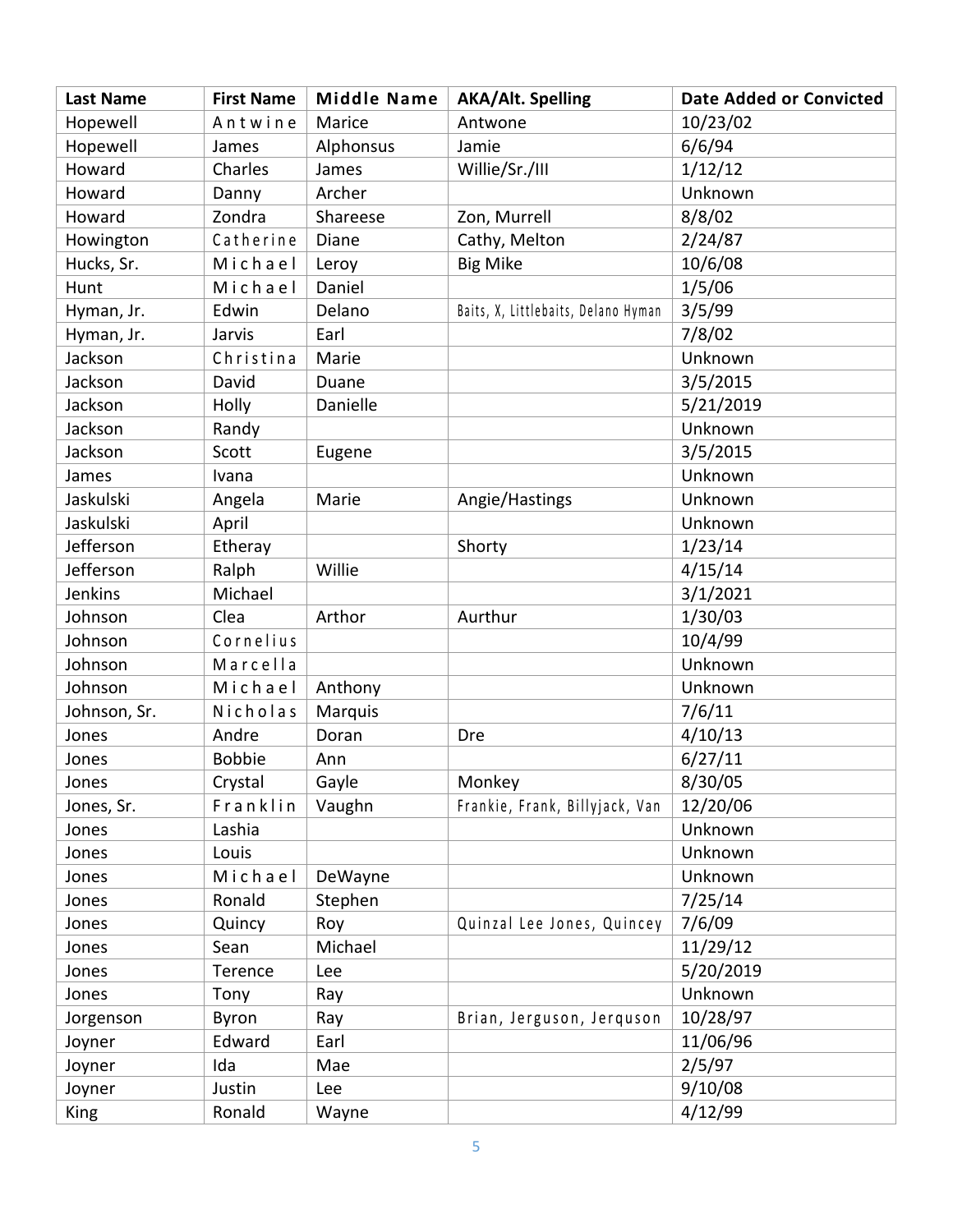| Last Name | First Name | Middle Name | AKA/Alt. Spelling | Date Added or Convicted |
|---|---|---|---|---|
| Hopewell | Antwine | Marice | Antwone | 10/23/02 |
| Hopewell | James | Alphonsus | Jamie | 6/6/94 |
| Howard | Charles | James | Willie/Sr./III | 1/12/12 |
| Howard | Danny | Archer | | Unknown |
| Howard | Zondra | Shareese | Zon, Murrell | 8/8/02 |
| Howington | Catherine | Diane | Cathy, Melton | 2/24/87 |
| Hucks, Sr. | Michael | Leroy | Big Mike | 10/6/08 |
| Hunt | Michael | Daniel | | 1/5/06 |
| Hyman, Jr. | Edwin | Delano | Baits, X, Littlebaits, Delano Hyman | 3/5/99 |
| Hyman, Jr. | Jarvis | Earl | | 7/8/02 |
| Jackson | Christina | Marie | | Unknown |
| Jackson | David | Duane | | 3/5/2015 |
| Jackson | Holly | Danielle | | 5/21/2019 |
| Jackson | Randy | | | Unknown |
| Jackson | Scott | Eugene | | 3/5/2015 |
| James | Ivana | | | Unknown |
| Jaskulski | Angela | Marie | Angie/Hastings | Unknown |
| Jaskulski | April | | | Unknown |
| Jefferson | Etheray | | Shorty | 1/23/14 |
| Jefferson | Ralph | Willie | | 4/15/14 |
| Jenkins | Michael | | | 3/1/2021 |
| Johnson | Clea | Arthor | Aurthur | 1/30/03 |
| Johnson | Cornelius | | | 10/4/99 |
| Johnson | Marcella | | | Unknown |
| Johnson | Michael | Anthony | | Unknown |
| Johnson, Sr. | Nicholas | Marquis | | 7/6/11 |
| Jones | Andre | Doran | Dre | 4/10/13 |
| Jones | Bobbie | Ann | | 6/27/11 |
| Jones | Crystal | Gayle | Monkey | 8/30/05 |
| Jones, Sr. | Franklin | Vaughn | Frankie, Frank, Billyjack, Van | 12/20/06 |
| Jones | Lashia | | | Unknown |
| Jones | Louis | | | Unknown |
| Jones | Michael | DeWayne | | Unknown |
| Jones | Ronald | Stephen | | 7/25/14 |
| Jones | Quincy | Roy | Quinzal Lee Jones, Quincey | 7/6/09 |
| Jones | Sean | Michael | | 11/29/12 |
| Jones | Terence | Lee | | 5/20/2019 |
| Jones | Tony | Ray | | Unknown |
| Jorgenson | Byron | Ray | Brian, Jerguson, Jerquson | 10/28/97 |
| Joyner | Edward | Earl | | 11/06/96 |
| Joyner | Ida | Mae | | 2/5/97 |
| Joyner | Justin | Lee | | 9/10/08 |
| King | Ronald | Wayne | | 4/12/99 |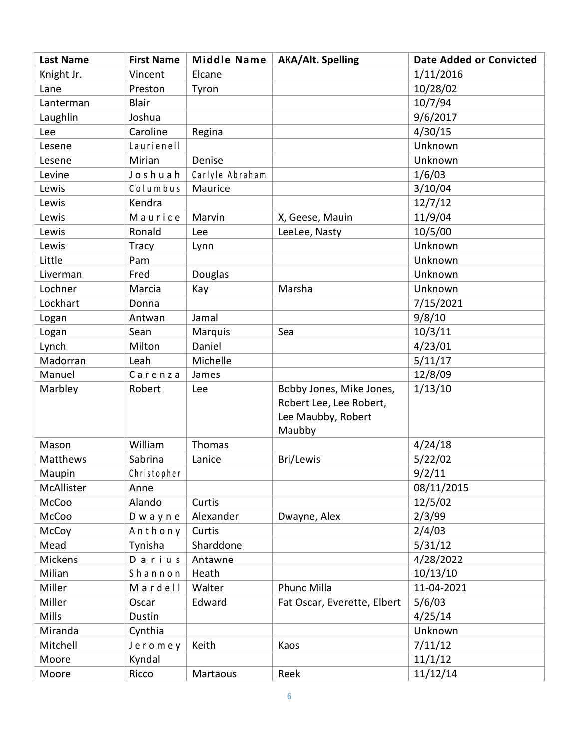| Last Name | First Name | Middle Name | AKA/Alt. Spelling | Date Added or Convicted |
| --- | --- | --- | --- | --- |
| Knight Jr. | Vincent | Elcane | | 1/11/2016 |
| Lane | Preston | Tyron | | 10/28/02 |
| Lanterman | Blair | | | 10/7/94 |
| Laughlin | Joshua | | | 9/6/2017 |
| Lee | Caroline | Regina | | 4/30/15 |
| Lesene | Laurienell | | | Unknown |
| Lesene | Mirian | Denise | | Unknown |
| Levine | Joshuah | Carlyle Abraham | | 1/6/03 |
| Lewis | Columbus | Maurice | | 3/10/04 |
| Lewis | Kendra | | | 12/7/12 |
| Lewis | Maurice | Marvin | X, Geese, Mauin | 11/9/04 |
| Lewis | Ronald | Lee | LeeLee, Nasty | 10/5/00 |
| Lewis | Tracy | Lynn | | Unknown |
| Little | Pam | | | Unknown |
| Liverman | Fred | Douglas | | Unknown |
| Lochner | Marcia | Kay | Marsha | Unknown |
| Lockhart | Donna | | | 7/15/2021 |
| Logan | Antwan | Jamal | | 9/8/10 |
| Logan | Sean | Marquis | Sea | 10/3/11 |
| Lynch | Milton | Daniel | | 4/23/01 |
| Madorran | Leah | Michelle | | 5/11/17 |
| Manuel | Carenza | James | | 12/8/09 |
| Marbley | Robert | Lee | Bobby Jones, Mike Jones, Robert Lee, Lee Robert, Lee Maubby, Robert Maubby | 1/13/10 |
| Mason | William | Thomas | | 4/24/18 |
| Matthews | Sabrina | Lanice | Bri/Lewis | 5/22/02 |
| Maupin | Christopher | | | 9/2/11 |
| McAllister | Anne | | | 08/11/2015 |
| McCoo | Alando | Curtis | | 12/5/02 |
| McCoo | Dwayne | Alexander | Dwayne, Alex | 2/3/99 |
| McCoy | Anthony | Curtis | | 2/4/03 |
| Mead | Tynisha | Sharddone | | 5/31/12 |
| Mickens | Darius | Antawne | | 4/28/2022 |
| Milian | Shannon | Heath | | 10/13/10 |
| Miller | Mardell | Walter | Phunc Milla | 11-04-2021 |
| Miller | Oscar | Edward | Fat Oscar, Everette, Elbert | 5/6/03 |
| Mills | Dustin | | | 4/25/14 |
| Miranda | Cynthia | | | Unknown |
| Mitchell | Jeromey | Keith | Kaos | 7/11/12 |
| Moore | Kyndal | | | 11/1/12 |
| Moore | Ricco | Martaous | Reek | 11/12/14 |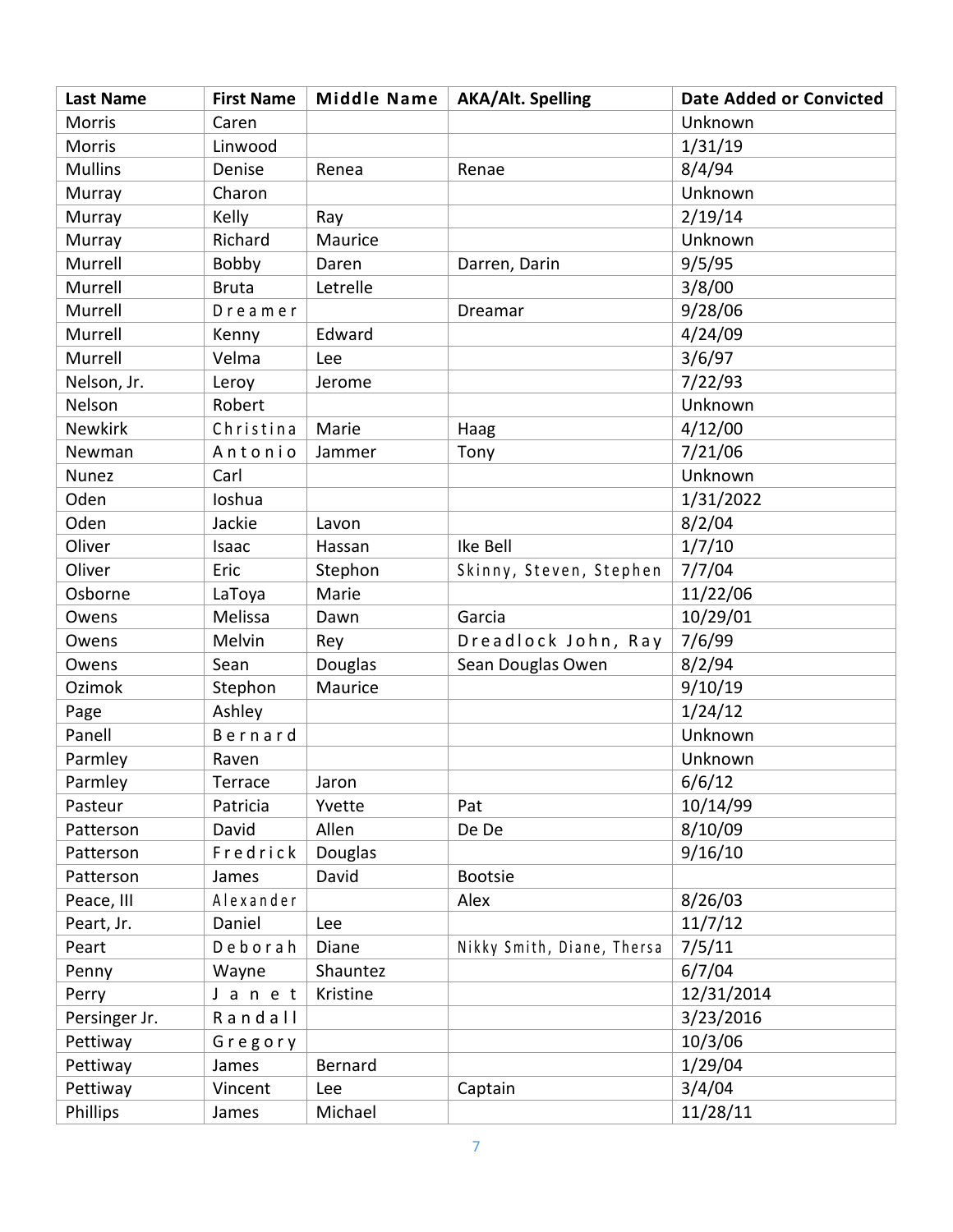| Last Name | First Name | Middle Name | AKA/Alt. Spelling | Date Added or Convicted |
|---|---|---|---|---|
| Morris | Caren | | | Unknown |
| Morris | Linwood | | | 1/31/19 |
| Mullins | Denise | Renea | Renae | 8/4/94 |
| Murray | Charon | | | Unknown |
| Murray | Kelly | Ray | | 2/19/14 |
| Murray | Richard | Maurice | | Unknown |
| Murrell | Bobby | Daren | Darren, Darin | 9/5/95 |
| Murrell | Bruta | Letrelle | | 3/8/00 |
| Murrell | Dreamer | | Dreamar | 9/28/06 |
| Murrell | Kenny | Edward | | 4/24/09 |
| Murrell | Velma | Lee | | 3/6/97 |
| Nelson, Jr. | Leroy | Jerome | | 7/22/93 |
| Nelson | Robert | | | Unknown |
| Newkirk | Christina | Marie | Haag | 4/12/00 |
| Newman | Antonio | Jammer | Tony | 7/21/06 |
| Nunez | Carl | | | Unknown |
| Oden | Ioshua | | | 1/31/2022 |
| Oden | Jackie | Lavon | | 8/2/04 |
| Oliver | Isaac | Hassan | Ike Bell | 1/7/10 |
| Oliver | Eric | Stephon | Skinny, Steven, Stephen | 7/7/04 |
| Osborne | LaToya | Marie | | 11/22/06 |
| Owens | Melissa | Dawn | Garcia | 10/29/01 |
| Owens | Melvin | Rey | Dreadlock John, Ray | 7/6/99 |
| Owens | Sean | Douglas | Sean Douglas Owen | 8/2/94 |
| Ozimok | Stephon | Maurice | | 9/10/19 |
| Page | Ashley | | | 1/24/12 |
| Panell | Bernard | | | Unknown |
| Parmley | Raven | | | Unknown |
| Parmley | Terrace | Jaron | | 6/6/12 |
| Pasteur | Patricia | Yvette | Pat | 10/14/99 |
| Patterson | David | Allen | De De | 8/10/09 |
| Patterson | Fredrick | Douglas | | 9/16/10 |
| Patterson | James | David | Bootsie | |
| Peace, III | Alexander | | Alex | 8/26/03 |
| Peart, Jr. | Daniel | Lee | | 11/7/12 |
| Peart | Deborah | Diane | Nikky Smith, Diane, Thersa | 7/5/11 |
| Penny | Wayne | Shauntez | | 6/7/04 |
| Perry | Janet | Kristine | | 12/31/2014 |
| Persinger Jr. | Randall | | | 3/23/2016 |
| Pettiway | Gregory | | | 10/3/06 |
| Pettiway | James | Bernard | | 1/29/04 |
| Pettiway | Vincent | Lee | Captain | 3/4/04 |
| Phillips | James | Michael | | 11/28/11 |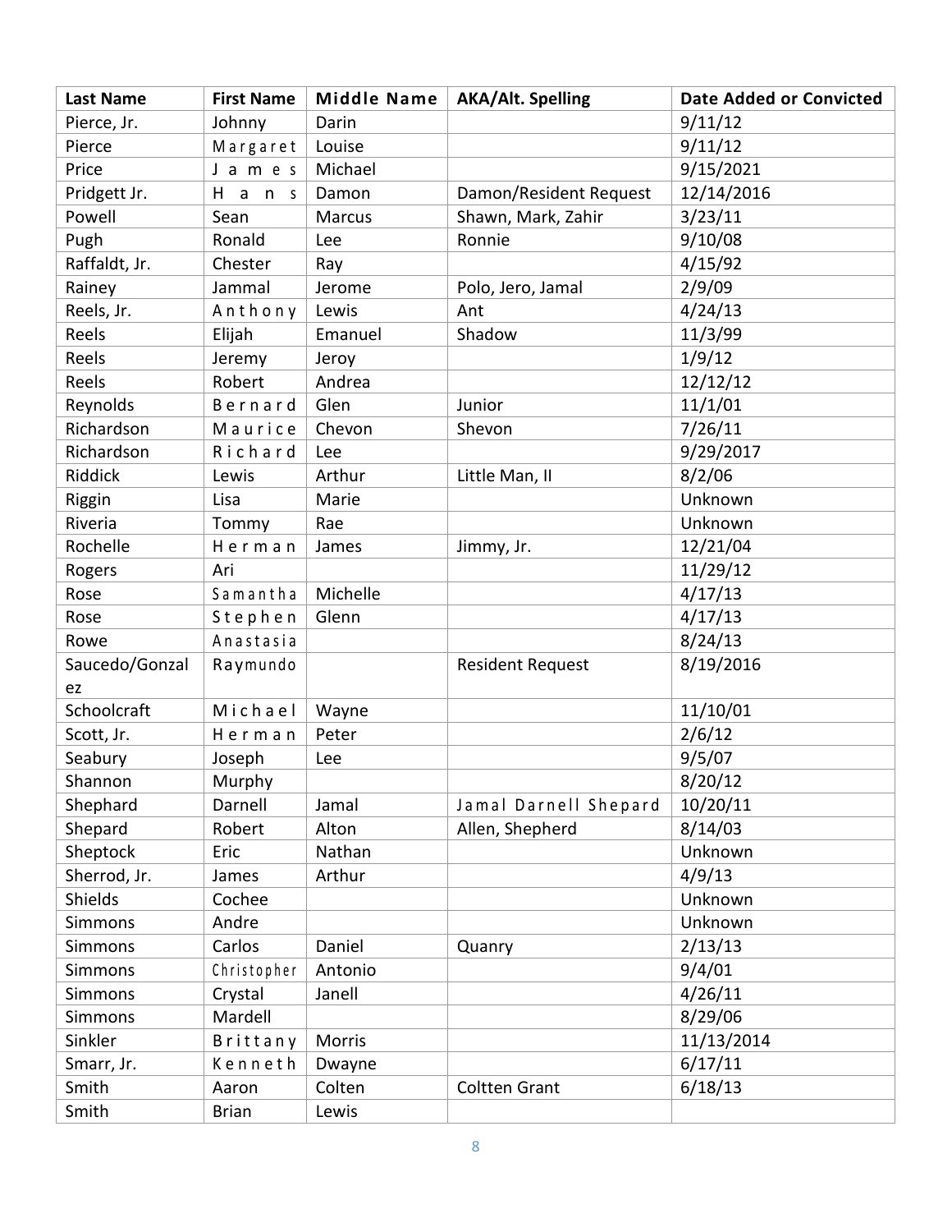| Last Name | First Name | Middle Name | AKA/Alt. Spelling | Date Added or Convicted |
| --- | --- | --- | --- | --- |
| Pierce, Jr. | Johnny | Darin | | 9/11/12 |
| Pierce | Margaret | Louise | | 9/11/12 |
| Price | James | Michael | | 9/15/2021 |
| Pridgett Jr. | Hans | Damon | Damon/Resident Request | 12/14/2016 |
| Powell | Sean | Marcus | Shawn, Mark, Zahir | 3/23/11 |
| Pugh | Ronald | Lee | Ronnie | 9/10/08 |
| Raffaldt, Jr. | Chester | Ray | | 4/15/92 |
| Rainey | Jammal | Jerome | Polo, Jero, Jamal | 2/9/09 |
| Reels, Jr. | Anthony | Lewis | Ant | 4/24/13 |
| Reels | Elijah | Emanuel | Shadow | 11/3/99 |
| Reels | Jeremy | Jeroy | | 1/9/12 |
| Reels | Robert | Andrea | | 12/12/12 |
| Reynolds | Bernard | Glen | Junior | 11/1/01 |
| Richardson | Maurice | Chevon | Shevon | 7/26/11 |
| Richardson | Richard | Lee | | 9/29/2017 |
| Riddick | Lewis | Arthur | Little Man, II | 8/2/06 |
| Riggin | Lisa | Marie | | Unknown |
| Riveria | Tommy | Rae | | Unknown |
| Rochelle | Herman | James | Jimmy, Jr. | 12/21/04 |
| Rogers | Ari | | | 11/29/12 |
| Rose | Samantha | Michelle | | 4/17/13 |
| Rose | Stephen | Glenn | | 4/17/13 |
| Rowe | Anastasia | | | 8/24/13 |
| Saucedo/Gonzalez | Raymundo | | Resident Request | 8/19/2016 |
| Schoolcraft | Michael | Wayne | | 11/10/01 |
| Scott, Jr. | Herman | Peter | | 2/6/12 |
| Seabury | Joseph | Lee | | 9/5/07 |
| Shannon | Murphy | | | 8/20/12 |
| Shephard | Darnell | Jamal | Jamal Darnell Shepard | 10/20/11 |
| Shepard | Robert | Alton | Allen, Shepherd | 8/14/03 |
| Sheptock | Eric | Nathan | | Unknown |
| Sherrod, Jr. | James | Arthur | | 4/9/13 |
| Shields | Cochee | | | Unknown |
| Simmons | Andre | | | Unknown |
| Simmons | Carlos | Daniel | Quanry | 2/13/13 |
| Simmons | Christopher | Antonio | | 9/4/01 |
| Simmons | Crystal | Janell | | 4/26/11 |
| Simmons | Mardell | | | 8/29/06 |
| Sinkler | Brittany | Morris | | 11/13/2014 |
| Smarr, Jr. | Kenneth | Dwayne | | 6/17/11 |
| Smith | Aaron | Colten | Coltten Grant | 6/18/13 |
| Smith | Brian | Lewis | | |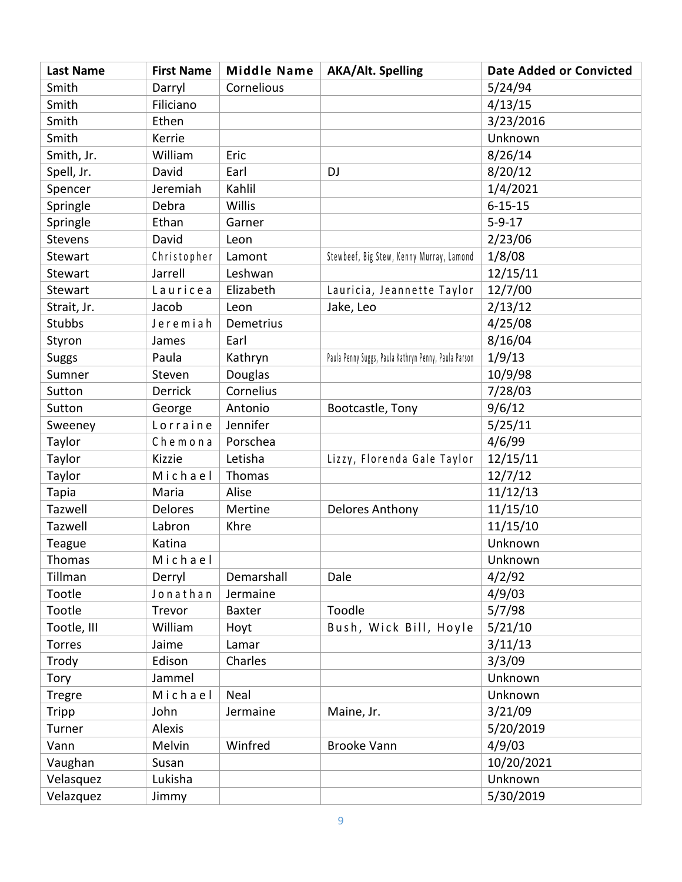| Last Name | First Name | Middle Name | AKA/Alt. Spelling | Date Added or Convicted |
| --- | --- | --- | --- | --- |
| Smith | Darryl | Cornelious | | 5/24/94 |
| Smith | Filiciano | | | 4/13/15 |
| Smith | Ethen | | | 3/23/2016 |
| Smith | Kerrie | | | Unknown |
| Smith, Jr. | William | Eric | | 8/26/14 |
| Spell, Jr. | David | Earl | DJ | 8/20/12 |
| Spencer | Jeremiah | Kahlil | | 1/4/2021 |
| Springle | Debra | Willis | | 6-15-15 |
| Springle | Ethan | Garner | | 5-9-17 |
| Stevens | David | Leon | | 2/23/06 |
| Stewart | Christopher | Lamont | Stewbeef, Big Stew, Kenny Murray, Lamond | 1/8/08 |
| Stewart | Jarrell | Leshwan | | 12/15/11 |
| Stewart | Lauricea | Elizabeth | Lauricia, Jeannette Taylor | 12/7/00 |
| Strait, Jr. | Jacob | Leon | Jake, Leo | 2/13/12 |
| Stubbs | Jeremiah | Demetrius | | 4/25/08 |
| Styron | James | Earl | | 8/16/04 |
| Suggs | Paula | Kathryn | Paula Penny Suggs, Paula Kathryn Penny, Paula Parson | 1/9/13 |
| Sumner | Steven | Douglas | | 10/9/98 |
| Sutton | Derrick | Cornelius | | 7/28/03 |
| Sutton | George | Antonio | Bootcastle, Tony | 9/6/12 |
| Sweeney | Lorraine | Jennifer | | 5/25/11 |
| Taylor | Chemona | Porschea | | 4/6/99 |
| Taylor | Kizzie | Letisha | Lizzy, Florenda Gale Taylor | 12/15/11 |
| Taylor | Michael | Thomas | | 12/7/12 |
| Tapia | Maria | Alise | | 11/12/13 |
| Tazwell | Delores | Mertine | Delores Anthony | 11/15/10 |
| Tazwell | Labron | Khre | | 11/15/10 |
| Teague | Katina | | | Unknown |
| Thomas | Michael | | | Unknown |
| Tillman | Derryl | Demarshall | Dale | 4/2/92 |
| Tootle | Jonathan | Jermaine | | 4/9/03 |
| Tootle | Trevor | Baxter | Toodle | 5/7/98 |
| Tootle, III | William | Hoyt | Bush, Wick Bill, Hoyle | 5/21/10 |
| Torres | Jaime | Lamar | | 3/11/13 |
| Trody | Edison | Charles | | 3/3/09 |
| Tory | Jammel | | | Unknown |
| Tregre | Michael | Neal | | Unknown |
| Tripp | John | Jermaine | Maine, Jr. | 3/21/09 |
| Turner | Alexis | | | 5/20/2019 |
| Vann | Melvin | Winfred | Brooke Vann | 4/9/03 |
| Vaughan | Susan | | | 10/20/2021 |
| Velasquez | Lukisha | | | Unknown |
| Velazquez | Jimmy | | | 5/30/2019 |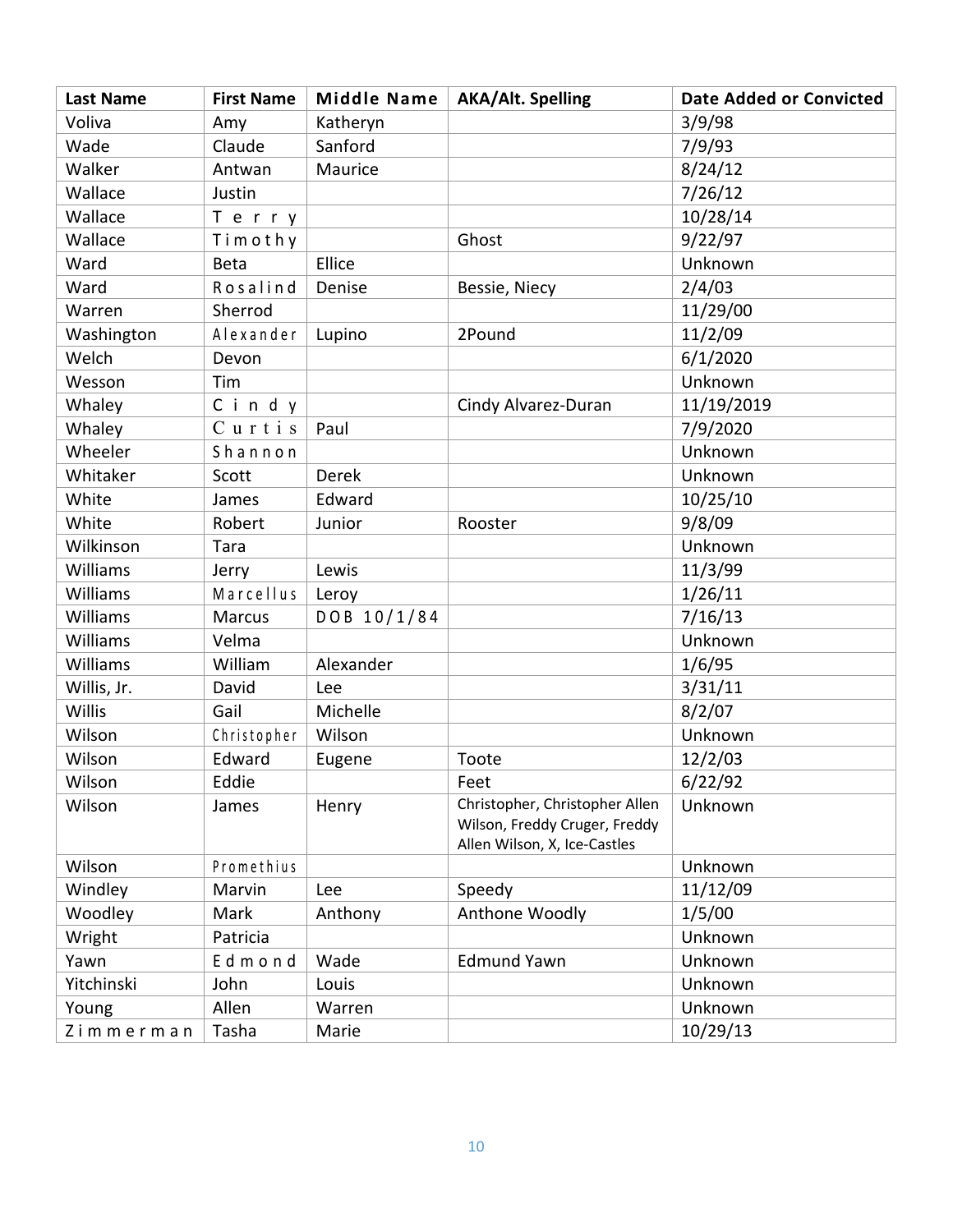| Last Name | First Name | Middle Name | AKA/Alt. Spelling | Date Added or Convicted |
| --- | --- | --- | --- | --- |
| Voliva | Amy | Katheryn | | 3/9/98 |
| Wade | Claude | Sanford | | 7/9/93 |
| Walker | Antwan | Maurice | | 8/24/12 |
| Wallace | Justin | | | 7/26/12 |
| Wallace | Terry | | | 10/28/14 |
| Wallace | Timothy | | Ghost | 9/22/97 |
| Ward | Beta | Ellice | | Unknown |
| Ward | Rosalind | Denise | Bessie, Niecy | 2/4/03 |
| Warren | Sherrod | | | 11/29/00 |
| Washington | Alexander | Lupino | 2Pound | 11/2/09 |
| Welch | Devon | | | 6/1/2020 |
| Wesson | Tim | | | Unknown |
| Whaley | Cindy | | Cindy Alvarez-Duran | 11/19/2019 |
| Whaley | Curtis | Paul | | 7/9/2020 |
| Wheeler | Shannon | | | Unknown |
| Whitaker | Scott | Derek | | Unknown |
| White | James | Edward | | 10/25/10 |
| White | Robert | Junior | Rooster | 9/8/09 |
| Wilkinson | Tara | | | Unknown |
| Williams | Jerry | Lewis | | 11/3/99 |
| Williams | Marcellus | Leroy | | 1/26/11 |
| Williams | Marcus | DOB 10/1/84 | | 7/16/13 |
| Williams | Velma | | | Unknown |
| Williams | William | Alexander | | 1/6/95 |
| Willis, Jr. | David | Lee | | 3/31/11 |
| Willis | Gail | Michelle | | 8/2/07 |
| Wilson | Christopher | Wilson | | Unknown |
| Wilson | Edward | Eugene | Toote | 12/2/03 |
| Wilson | Eddie | | Feet | 6/22/92 |
| Wilson | James | Henry | Christopher, Christopher Allen Wilson, Freddy Cruger, Freddy Allen Wilson, X, Ice-Castles | Unknown |
| Wilson | Promethius | | | Unknown |
| Windley | Marvin | Lee | Speedy | 11/12/09 |
| Woodley | Mark | Anthony | Anthone Woodly | 1/5/00 |
| Wright | Patricia | | | Unknown |
| Yawn | Edmond | Wade | Edmund Yawn | Unknown |
| Yitchinski | John | Louis | | Unknown |
| Young | Allen | Warren | | Unknown |
| Zimmerman | Tasha | Marie | | 10/29/13 |